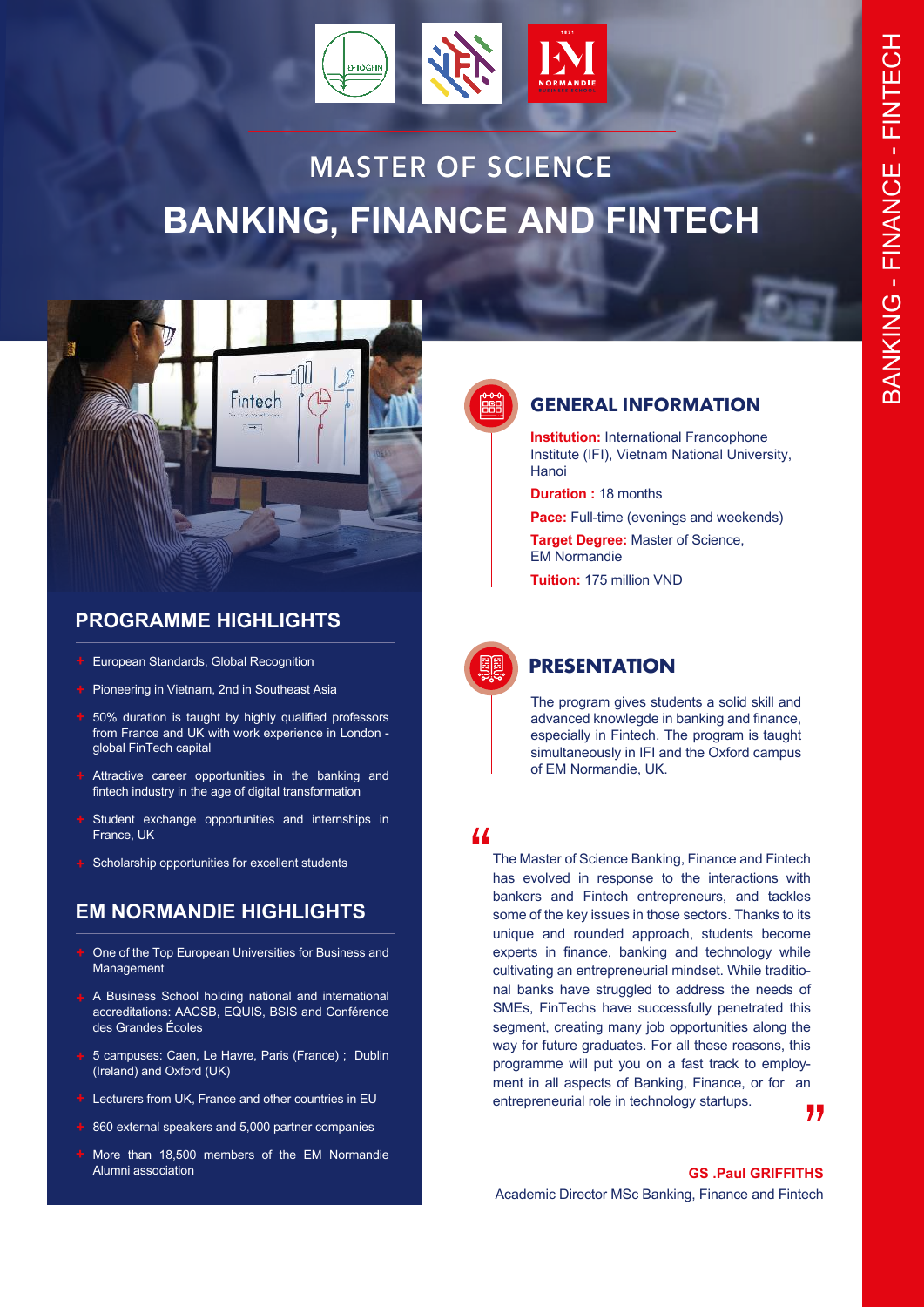# MASTER OF SCIENCE

# BANKING, FINANCE AND FINTECH

BANKING - FINANCE - FINTECH

## GENERAL INFORMATION

**Institution:** International Francophone Institute (IFI), Vietnam National University, Hanoi

**Duration :** 18 months

**Pace:** Full-time (evenings and weekends)

**Target Degree:** Master of Science, EM Normandie

**Tuition:** 175 million VND

## PRESENTATION

The program gives students a solid skill and advanced knowlegde in banking and finance, especially in Fintech. The program is taught simultaneously in IFI and the Oxford campus of EM Normandie, UK.

> "The Master of Science Banking, Finance and Fintech has evolved in response to the interactions with bankers and Fintech entrepreneurs, and tackles some of the key issues in those sectors. Thanks to its unique and rounded approach, students become experts in finance, banking and technology while cultivating an entrepreneurial mindset. While traditional banks have struggled to address the needs of SMEs, FinTechs have successfully penetrated this segment, creating many job opportunities along the way for future graduates. For all these reasons, this programme will put you on a fast track to employment in all aspects of Banking, Finance, or for an entrepreneurial role in technology startups."

**GS .Paul GRIFFITHS**
Academic Director MSc Banking, Finance and Fintech

## PROGRAMME HIGHLIGHTS

- European Standards, Global Recognition
- Pioneering in Vietnam, 2nd in Southeast Asia
- 50% duration is taught by highly qualified professors from France and UK with work experience in London - global FinTech capital
- Attractive career opportunities in the banking and fintech industry in the age of digital transformation
- Student exchange opportunities and internships in France, UK
- Scholarship opportunities for excellent students

## EM NORMANDIE HIGHLIGHTS

- One of the Top European Universities for Business and Management
- A Business School holding national and international accreditations: AACSB, EQUIS, BSIS and Conférence des Grandes Écoles
- 5 campuses: Caen, Le Havre, Paris (France) ; Dublin (Ireland) and Oxford (UK)
- Lecturers from UK, France and other countries in EU
- 860 external speakers and 5,000 partner companies
- More than 18,500 members of the EM Normandie Alumni association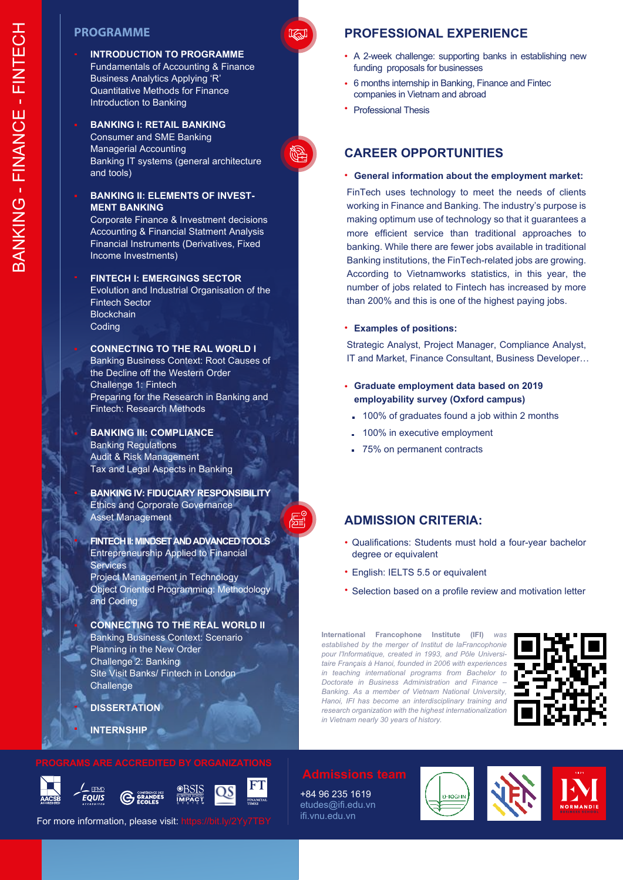BANKING - FINANCE - FINTECH

## PROGRAMME

- **INTRODUCTION TO PROGRAMME**
  Fundamentals of Accounting & Finance
  Business Analytics Applying 'R'
  Quantitative Methods for Finance
  Introduction to Banking

- **BANKING I: RETAIL BANKING**
  Consumer and SME Banking
  Managerial Accounting
  Banking IT systems (general architecture and tools)

- **BANKING II: ELEMENTS OF INVEST-MENT BANKING**
  Corporate Finance & Investment decisions
  Accounting & Financial Statment Analysis
  Financial Instruments (Derivatives, Fixed Income Investments)

- **FINTECH I: EMERGINGS SECTOR**
  Evolution and Industrial Organisation of the Fintech Sector
  Blockchain
  Coding

- **CONNECTING TO THE RAL WORLD I**
  Banking Business Context: Root Causes of the Decline off the Western Order
  Challenge 1: Fintech
  Preparing for the Research in Banking and Fintech: Research Methods

- **BANKING III: COMPLIANCE**
  Banking Regulations
  Audit & Risk Management
  Tax and Legal Aspects in Banking

- **BANKING IV: FIDUCIARY RESPONSIBILITY**
  Ethics and Corporate Governance
  Asset Management

- **FINTECH II: MINDSET AND ADVANCED TOOLS**
  Entrepreneurship Applied to Financial Services
  Project Management in Technology
  Object Oriented Programming: Methodology and Coding

- **CONNECTING TO THE REAL WORLD II**
  Banking Business Context: Scenario Planning in the New Order
  Challenge 2: Banking
  Site Visit Banks/ Fintech in London
  Challenge

- **DISSERTATION**

- **INTERNSHIP**

## PROFESSIONAL EXPERIENCE

- A 2-week challenge: supporting banks in establishing new funding proposals for businesses
- 6 months internship in Banking, Finance and Fintec companies in Vietnam and abroad
- Professional Thesis

## CAREER OPPORTUNITIES

- **General information about the employment market:**

FinTech uses technology to meet the needs of clients working in Finance and Banking. The industry's purpose is making optimum use of technology so that it guarantees a more efficient service than traditional approaches to banking. While there are fewer jobs available in traditional Banking institutions, the FinTech-related jobs are growing. According to Vietnamworks statistics, in this year, the number of jobs related to Fintech has increased by more than 200% and this is one of the highest paying jobs.

- **Examples of positions:**

Strategic Analyst, Project Manager, Compliance Analyst, IT and Market, Finance Consultant, Business Developer…

- **Graduate employment data based on 2019 employability survey (Oxford campus)**
  - 100% of graduates found a job within 2 months
  - 100% in executive employment
  - 75% on permanent contracts

## ADMISSION CRITERIA:

- Qualifications: Students must hold a four-year bachelor degree or equivalent
- English: IELTS 5.5 or equivalent
- Selection based on a profile review and motivation letter

**International Francophone Institute (IFI)** *was established by the merger of Institut de laFrancophonie pour l'Informatique, created in 1993, and Pôle Universitaire Français à Hanoi, founded in 2006 with experiences in teaching international programs from Bachelor to Doctorate in Business Administration and Finance – Banking. As a member of Vietnam National University, Hanoi, IFI has become an interdisciplinary training and research organization with the highest internationalization in Vietnam nearly 30 years of history.*

PROGRAMS ARE ACCREDITED BY ORGANIZATIONS

AACSB ACCREDITED · EFMD EQUIS ACCREDITED · CONFÉRENCE DES GRANDES ÉCOLES · BSIS BUSINESS SCHOOL IMPACT SYSTEM · QS · FT FINANCIAL TIMES

For more information, please visit: https://bit.ly/2Yy7TBY

**Admissions team**

+84 96 235 1619
etudes@ifi.edu.vn
ifi.vnu.edu.vn

EM NORMANDIE